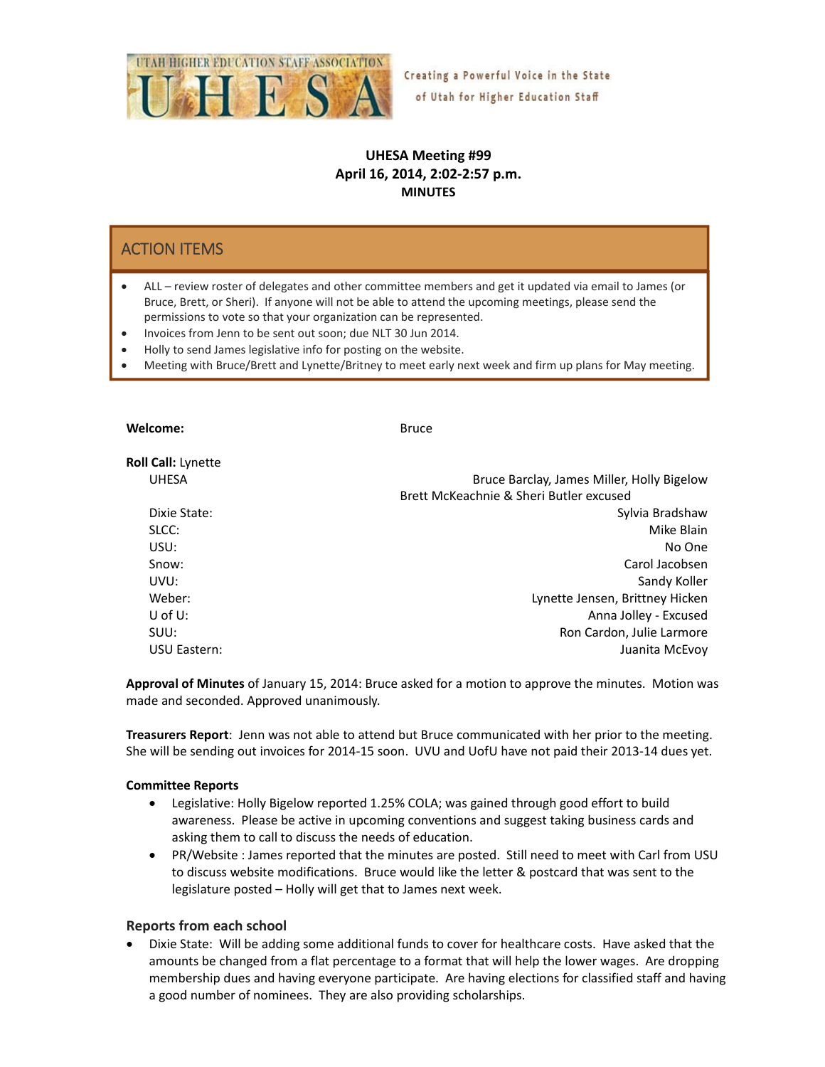UTAH HIGHER EDUCATION STAFF ASSOCIATION

UHESA

Creating a Powerful Voice in the State of Utah for Higher Education Staff

**UHESA Meeting #99**
**April 16, 2014, 2:02-2:57 p.m.**
**MINUTES**

## ACTION ITEMS

- ALL – review roster of delegates and other committee members and get it updated via email to James (or Bruce, Brett, or Sheri). If anyone will not be able to attend the upcoming meetings, please send the permissions to vote so that your organization can be represented.
- Invoices from Jenn to be sent out soon; due NLT 30 Jun 2014.
- Holly to send James legislative info for posting on the website.
- Meeting with Bruce/Brett and Lynette/Britney to meet early next week and firm up plans for May meeting.

**Welcome:** Bruce

**Roll Call:** Lynette

| | |
|---|---|
| UHESA | Bruce Barclay, James Miller, Holly Bigelow<br>Brett McKeachnie & Sheri Butler excused |
| Dixie State: | Sylvia Bradshaw |
| SLCC: | Mike Blain |
| USU: | No One |
| Snow: | Carol Jacobsen |
| UVU: | Sandy Koller |
| Weber: | Lynette Jensen, Brittney Hicken |
| U of U: | Anna Jolley - Excused |
| SUU: | Ron Cardon, Julie Larmore |
| USU Eastern: | Juanita McEvoy |

**Approval of Minutes** of January 15, 2014: Bruce asked for a motion to approve the minutes. Motion was made and seconded. Approved unanimously.

**Treasurers Report**: Jenn was not able to attend but Bruce communicated with her prior to the meeting. She will be sending out invoices for 2014-15 soon. UVU and UofU have not paid their 2013-14 dues yet.

**Committee Reports**

- Legislative: Holly Bigelow reported 1.25% COLA; was gained through good effort to build awareness. Please be active in upcoming conventions and suggest taking business cards and asking them to call to discuss the needs of education.
- PR/Website : James reported that the minutes are posted. Still need to meet with Carl from USU to discuss website modifications. Bruce would like the letter & postcard that was sent to the legislature posted – Holly will get that to James next week.

### Reports from each school

- Dixie State: Will be adding some additional funds to cover for healthcare costs. Have asked that the amounts be changed from a flat percentage to a format that will help the lower wages. Are dropping membership dues and having everyone participate. Are having elections for classified staff and having a good number of nominees. They are also providing scholarships.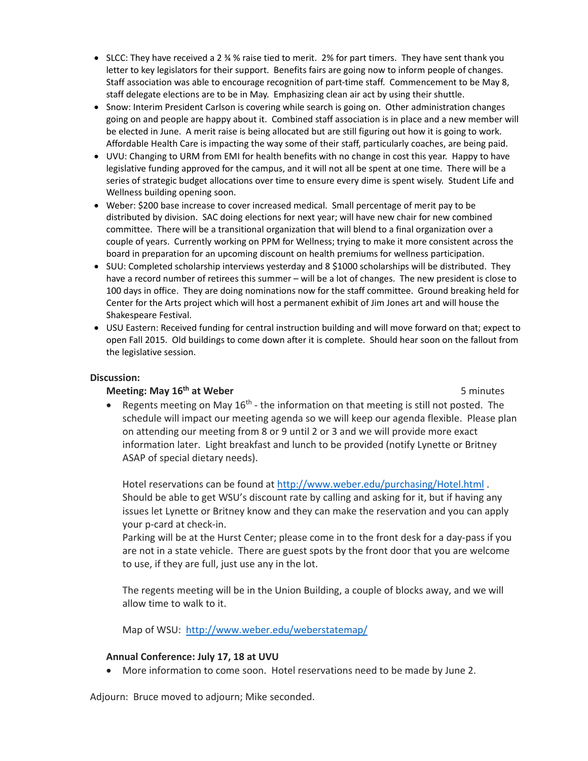- SLCC: They have received a 2 ¾ % raise tied to merit. 2% for part timers. They have sent thank you letter to key legislators for their support. Benefits fairs are going now to inform people of changes. Staff association was able to encourage recognition of part-time staff. Commencement to be May 8, staff delegate elections are to be in May. Emphasizing clean air act by using their shuttle.
- Snow: Interim President Carlson is covering while search is going on. Other administration changes going on and people are happy about it. Combined staff association is in place and a new member will be elected in June. A merit raise is being allocated but are still figuring out how it is going to work. Affordable Health Care is impacting the way some of their staff, particularly coaches, are being paid.
- UVU: Changing to URM from EMI for health benefits with no change in cost this year. Happy to have legislative funding approved for the campus, and it will not all be spent at one time. There will be a series of strategic budget allocations over time to ensure every dime is spent wisely. Student Life and Wellness building opening soon.
- Weber: $200 base increase to cover increased medical. Small percentage of merit pay to be distributed by division. SAC doing elections for next year; will have new chair for new combined committee. There will be a transitional organization that will blend to a final organization over a couple of years. Currently working on PPM for Wellness; trying to make it more consistent across the board in preparation for an upcoming discount on health premiums for wellness participation.
- SUU: Completed scholarship interviews yesterday and 8 $1000 scholarships will be distributed. They have a record number of retirees this summer – will be a lot of changes. The new president is close to 100 days in office. They are doing nominations now for the staff committee. Ground breaking held for Center for the Arts project which will host a permanent exhibit of Jim Jones art and will house the Shakespeare Festival.
- USU Eastern: Received funding for central instruction building and will move forward on that; expect to open Fall 2015. Old buildings to come down after it is complete. Should hear soon on the fallout from the legislative session.

**Discussion:**

**Meeting: May 16th at Weber** — 5 minutes

- Regents meeting on May 16th - the information on that meeting is still not posted. The schedule will impact our meeting agenda so we will keep our agenda flexible. Please plan on attending our meeting from 8 or 9 until 2 or 3 and we will provide more exact information later. Light breakfast and lunch to be provided (notify Lynette or Britney ASAP of special dietary needs).

  Hotel reservations can be found at http://www.weber.edu/purchasing/Hotel.html . Should be able to get WSU's discount rate by calling and asking for it, but if having any issues let Lynette or Britney know and they can make the reservation and you can apply your p-card at check-in.
  Parking will be at the Hurst Center; please come in to the front desk for a day-pass if you are not in a state vehicle. There are guest spots by the front door that you are welcome to use, if they are full, just use any in the lot.

  The regents meeting will be in the Union Building, a couple of blocks away, and we will allow time to walk to it.

  Map of WSU: http://www.weber.edu/weberstatemap/

**Annual Conference: July 17, 18 at UVU**

- More information to come soon. Hotel reservations need to be made by June 2.

Adjourn: Bruce moved to adjourn; Mike seconded.